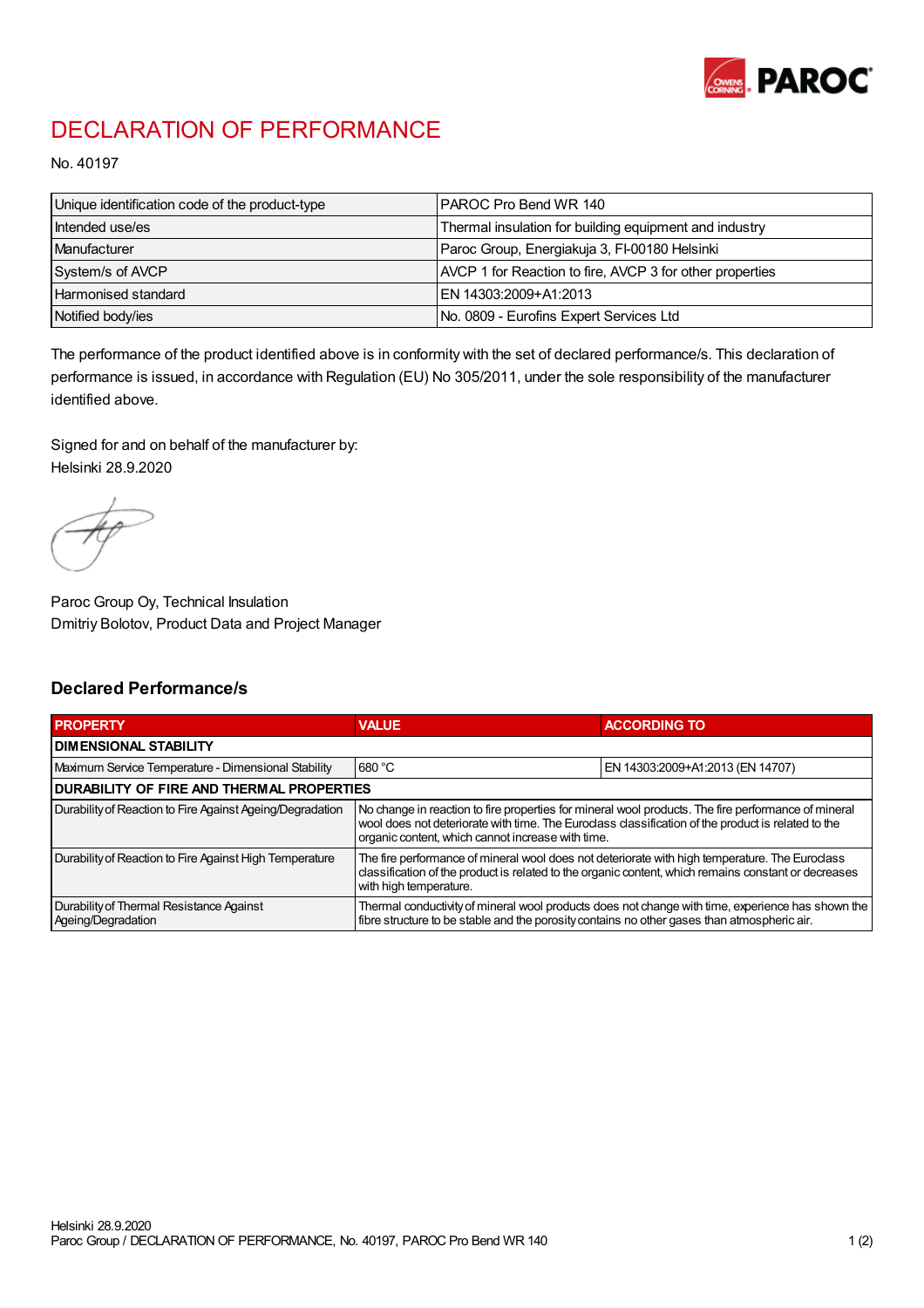# DECLARATION OF PERFORMANCE

No. 40197

| | |
|---|---|
| Unique identification code of the product-type | PAROC Pro Bend WR 140 |
| Intended use/es | Thermal insulation for building equipment and industry |
| Manufacturer | Paroc Group, Energiakuja 3, FI-00180 Helsinki |
| System/s of AVCP | AVCP 1 for Reaction to fire, AVCP 3 for other properties |
| Harmonised standard | EN 14303:2009+A1:2013 |
| Notified body/ies | No. 0809 - Eurofins Expert Services Ltd |

The performance of the product identified above is in conformity with the set of declared performance/s. This declaration of performance is issued, in accordance with Regulation (EU) No 305/2011, under the sole responsibility of the manufacturer identified above.

Signed for and on behalf of the manufacturer by:
Helsinki 28.9.2020

Paroc Group Oy, Technical Insulation
Dmitriy Bolotov, Product Data and Project Manager

## Declared Performance/s

| PROPERTY | VALUE | ACCORDING TO |
|---|---|---|
| **DIMENSIONAL STABILITY** | | |
| Maximum Service Temperature - Dimensional Stability | 680 °C | EN 14303:2009+A1:2013 (EN 14707) |
| **DURABILITY OF FIRE AND THERMAL PROPERTIES** | | |
| Durability of Reaction to Fire Against Ageing/Degradation | No change in reaction to fire properties for mineral wool products. The fire performance of mineral wool does not deteriorate with time. The Euroclass classification of the product is related to the organic content, which cannot increase with time. | |
| Durability of Reaction to Fire Against High Temperature | The fire performance of mineral wool does not deteriorate with high temperature. The Euroclass classification of the product is related to the organic content, which remains constant or decreases with high temperature. | |
| Durability of Thermal Resistance Against Ageing/Degradation | Thermal conductivity of mineral wool products does not change with time, experience has shown the fibre structure to be stable and the porosity contains no other gases than atmospheric air. | |

Helsinki 28.9.2020
Paroc Group / DECLARATION OF PERFORMANCE, No. 40197, PAROC Pro Bend WR 140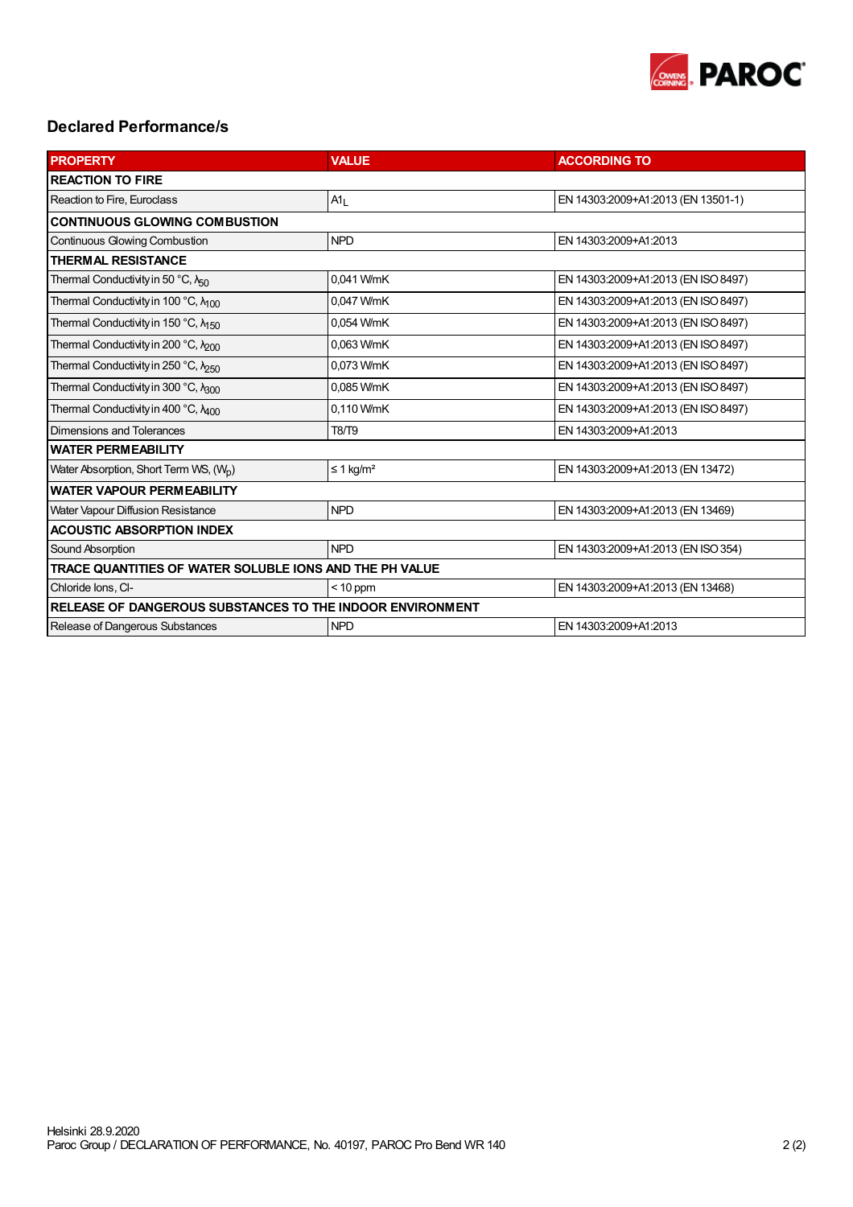## Declared Performance/s

| PROPERTY | VALUE | ACCORDING TO |
|---|---|---|
| **REACTION TO FIRE** | | |
| Reaction to Fire, Euroclass | $A1_L$ | EN 14303:2009+A1:2013 (EN 13501-1) |
| **CONTINUOUS GLOWING COMBUSTION** | | |
| Continuous Glowing Combustion | NPD | EN 14303:2009+A1:2013 |
| **THERMAL RESISTANCE** | | |
| Thermal Conductivity in 50 °C, $\lambda_{50}$ | 0,041 W/mK | EN 14303:2009+A1:2013 (EN ISO 8497) |
| Thermal Conductivity in 100 °C, $\lambda_{100}$ | 0,047 W/mK | EN 14303:2009+A1:2013 (EN ISO 8497) |
| Thermal Conductivity in 150 °C, $\lambda_{150}$ | 0,054 W/mK | EN 14303:2009+A1:2013 (EN ISO 8497) |
| Thermal Conductivity in 200 °C, $\lambda_{200}$ | 0,063 W/mK | EN 14303:2009+A1:2013 (EN ISO 8497) |
| Thermal Conductivity in 250 °C, $\lambda_{250}$ | 0,073 W/mK | EN 14303:2009+A1:2013 (EN ISO 8497) |
| Thermal Conductivity in 300 °C, $\lambda_{300}$ | 0,085 W/mK | EN 14303:2009+A1:2013 (EN ISO 8497) |
| Thermal Conductivity in 400 °C, $\lambda_{400}$ | 0,110 W/mK | EN 14303:2009+A1:2013 (EN ISO 8497) |
| Dimensions and Tolerances | T8/T9 | EN 14303:2009+A1:2013 |
| **WATER PERMEABILITY** | | |
| Water Absorption, Short Term WS, ($W_p$) | ≤ 1 kg/m² | EN 14303:2009+A1:2013 (EN 13472) |
| **WATER VAPOUR PERMEABILITY** | | |
| Water Vapour Diffusion Resistance | NPD | EN 14303:2009+A1:2013 (EN 13469) |
| **ACOUSTIC ABSORPTION INDEX** | | |
| Sound Absorption | NPD | EN 14303:2009+A1:2013 (EN ISO 354) |
| **TRACE QUANTITIES OF WATER SOLUBLE IONS AND THE PH VALUE** | | |
| Chloride Ions, Cl- | < 10 ppm | EN 14303:2009+A1:2013 (EN 13468) |
| **RELEASE OF DANGEROUS SUBSTANCES TO THE INDOOR ENVIRONMENT** | | |
| Release of Dangerous Substances | NPD | EN 14303:2009+A1:2013 |

Helsinki 28.9.2020
Paroc Group / DECLARATION OF PERFORMANCE, No. 40197, PAROC Pro Bend WR 140